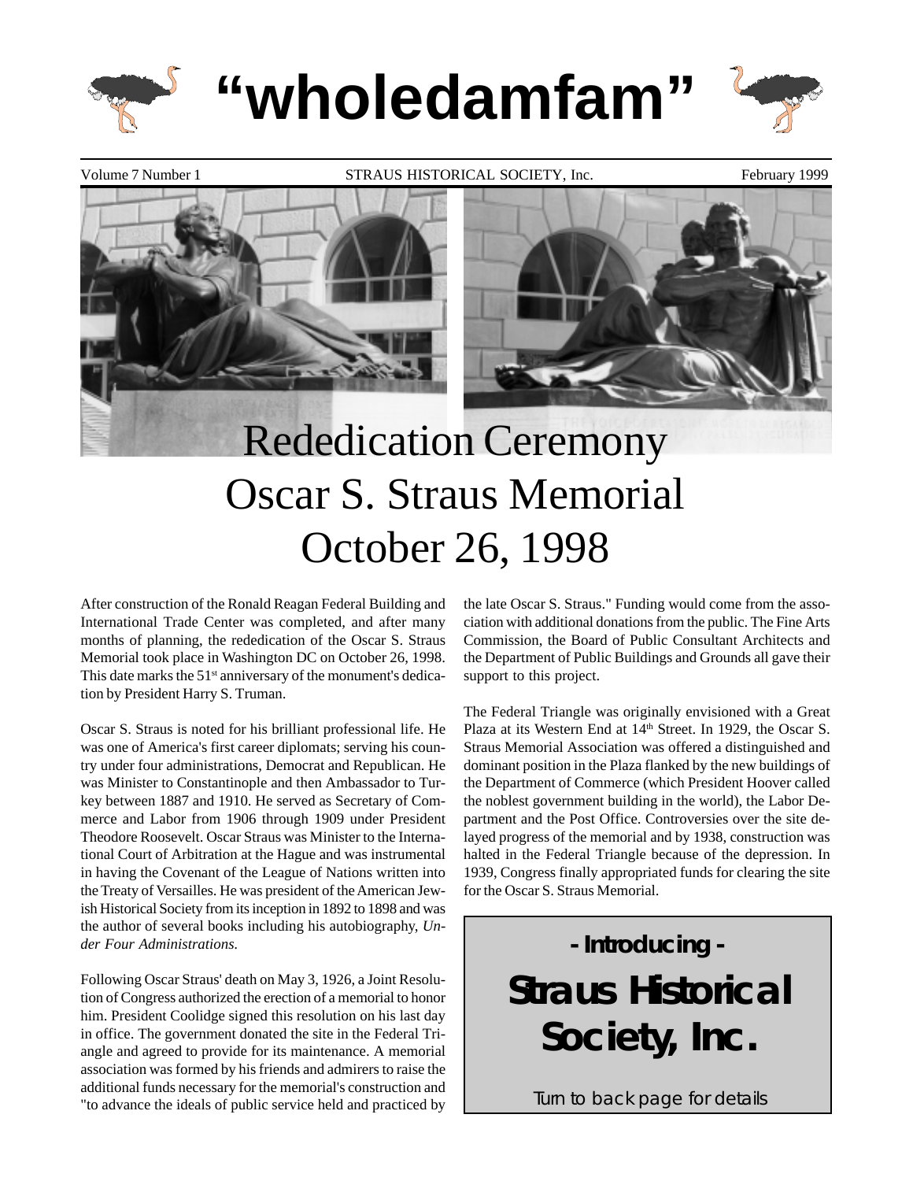# "wholedamfam"

Volume 7 Number 1 | STRAUS HISTORICAL SOCIETY, Inc. | February 1999

# Rededication Ceremony
# Oscar S. Straus Memorial
# October 26, 1998

After construction of the Ronald Reagan Federal Building and International Trade Center was completed, and after many months of planning, the rededication of the Oscar S. Straus Memorial took place in Washington DC on October 26, 1998. This date marks the 51st anniversary of the monument's dedication by President Harry S. Truman.

Oscar S. Straus is noted for his brilliant professional life. He was one of America's first career diplomats; serving his country under four administrations, Democrat and Republican. He was Minister to Constantinople and then Ambassador to Turkey between 1887 and 1910. He served as Secretary of Commerce and Labor from 1906 through 1909 under President Theodore Roosevelt. Oscar Straus was Minister to the International Court of Arbitration at the Hague and was instrumental in having the Covenant of the League of Nations written into the Treaty of Versailles. He was president of the American Jewish Historical Society from its inception in 1892 to 1898 and was the author of several books including his autobiography, *Under Four Administrations.*

Following Oscar Straus' death on May 3, 1926, a Joint Resolution of Congress authorized the erection of a memorial to honor him. President Coolidge signed this resolution on his last day in office. The government donated the site in the Federal Triangle and agreed to provide for its maintenance. A memorial association was formed by his friends and admirers to raise the additional funds necessary for the memorial's construction and "to advance the ideals of public service held and practiced by the late Oscar S. Straus." Funding would come from the association with additional donations from the public. The Fine Arts Commission, the Board of Public Consultant Architects and the Department of Public Buildings and Grounds all gave their support to this project.

The Federal Triangle was originally envisioned with a Great Plaza at its Western End at 14th Street. In 1929, the Oscar S. Straus Memorial Association was offered a distinguished and dominant position in the Plaza flanked by the new buildings of the Department of Commerce (which President Hoover called the noblest government building in the world), the Labor Department and the Post Office. Controversies over the site delayed progress of the memorial and by 1938, construction was halted in the Federal Triangle because of the depression. In 1939, Congress finally appropriated funds for clearing the site for the Oscar S. Straus Memorial.

**- Introducing -**

## Straus Historical Society, Inc.

Turn to back page for details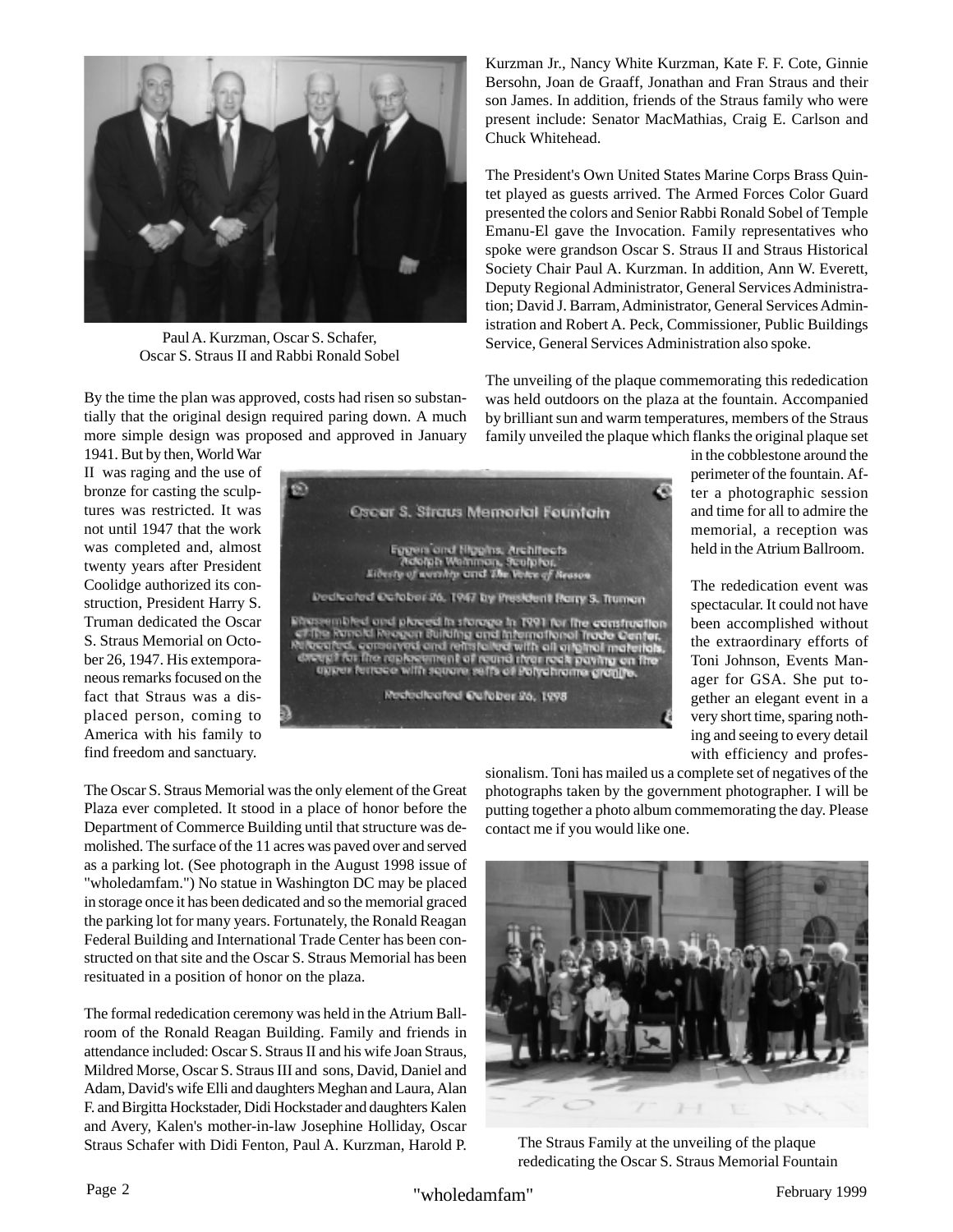Paul A. Kurzman, Oscar S. Schafer, Oscar S. Straus II and Rabbi Ronald Sobel

By the time the plan was approved, costs had risen so substantially that the original design required paring down. A much more simple design was proposed and approved in January 1941. But by then, World War II was raging and the use of bronze for casting the sculptures was restricted. It was not until 1947 that the work was completed and, almost twenty years after President Coolidge authorized its construction, President Harry S. Truman dedicated the Oscar S. Straus Memorial on October 26, 1947. His extemporaneous remarks focused on the fact that Straus was a displaced person, coming to America with his family to find freedom and sanctuary.

Oscar S. Straus Memorial Fountain

Eggers and Higgins, Architects
Adolph Weinman, Sculptor,
*Liberty of worship* and *The Voice of Reason*

Dedicated October 26, 1947 by President Harry S. Truman

Disassembled and placed in storage in 1991 for the construction of the Ronald Reagan Building and International Trade Center. Relocated, conserved and reinstalled with all original materials, except for the replacement of round river rock paving on the upper terrace with square setts of Polychrome granite.

Rededicated October 26, 1998

The Oscar S. Straus Memorial was the only element of the Great Plaza ever completed. It stood in a place of honor before the Department of Commerce Building until that structure was demolished. The surface of the 11 acres was paved over and served as a parking lot. (See photograph in the August 1998 issue of "wholedamfam.") No statue in Washington DC may be placed in storage once it has been dedicated and so the memorial graced the parking lot for many years. Fortunately, the Ronald Reagan Federal Building and International Trade Center has been constructed on that site and the Oscar S. Straus Memorial has been resituated in a position of honor on the plaza.

The formal rededication ceremony was held in the Atrium Ballroom of the Ronald Reagan Building. Family and friends in attendance included: Oscar S. Straus II and his wife Joan Straus, Mildred Morse, Oscar S. Straus III and sons, David, Daniel and Adam, David's wife Elli and daughters Meghan and Laura, Alan F. and Birgitta Hockstader, Didi Hockstader and daughters Kalen and Avery, Kalen's mother-in-law Josephine Holliday, Oscar Straus Schafer with Didi Fenton, Paul A. Kurzman, Harold P. Kurzman Jr., Nancy White Kurzman, Kate F. F. Cote, Ginnie Bersohn, Joan de Graaff, Jonathan and Fran Straus and their son James. In addition, friends of the Straus family who were present include: Senator MacMathias, Craig E. Carlson and Chuck Whitehead.

The President's Own United States Marine Corps Brass Quintet played as guests arrived. The Armed Forces Color Guard presented the colors and Senior Rabbi Ronald Sobel of Temple Emanu-El gave the Invocation. Family representatives who spoke were grandson Oscar S. Straus II and Straus Historical Society Chair Paul A. Kurzman. In addition, Ann W. Everett, Deputy Regional Administrator, General Services Administration; David J. Barram, Administrator, General Services Administration and Robert A. Peck, Commissioner, Public Buildings Service, General Services Administration also spoke.

The unveiling of the plaque commemorating this rededication was held outdoors on the plaza at the fountain. Accompanied by brilliant sun and warm temperatures, members of the Straus family unveiled the plaque which flanks the original plaque set in the cobblestone around the perimeter of the fountain. After a photographic session and time for all to admire the memorial, a reception was held in the Atrium Ballroom.

The rededication event was spectacular. It could not have been accomplished without the extraordinary efforts of Toni Johnson, Events Manager for GSA. She put together an elegant event in a very short time, sparing nothing and seeing to every detail with efficiency and professionalism. Toni has mailed us a complete set of negatives of the photographs taken by the government photographer. I will be putting together a photo album commemorating the day. Please contact me if you would like one.

The Straus Family at the unveiling of the plaque rededicating the Oscar S. Straus Memorial Fountain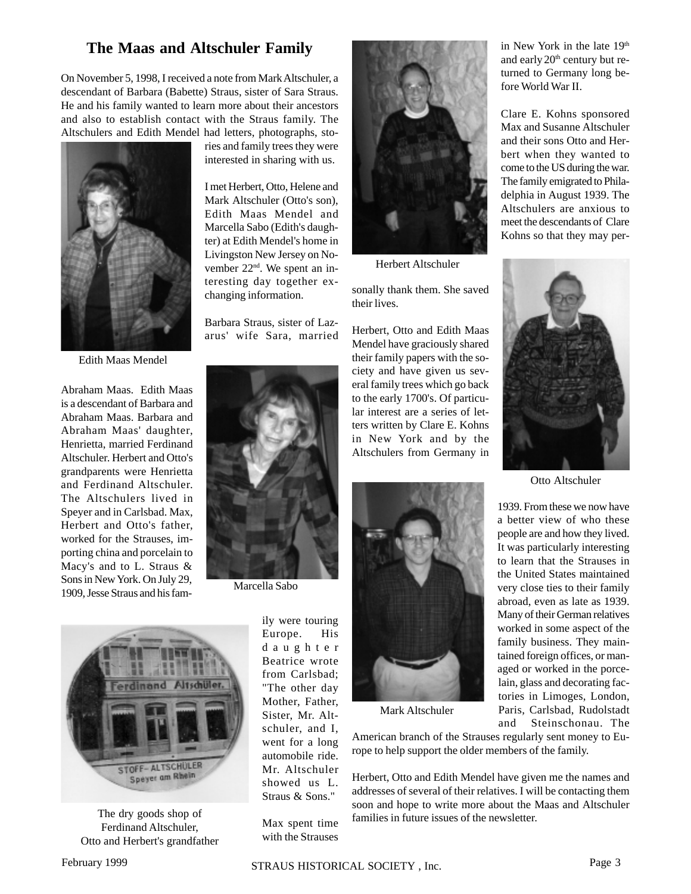# The Maas and Altschuler Family

On November 5, 1998, I received a note from Mark Altschuler, a descendant of Barbara (Babette) Straus, sister of Sara Straus. He and his family wanted to learn more about their ancestors and also to establish contact with the Straus family. The Altschulers and Edith Mendel had letters, photographs, stories and family trees they were interested in sharing with us.

I met Herbert, Otto, Helene and Mark Altschuler (Otto's son), Edith Maas Mendel and Marcella Sabo (Edith's daughter) at Edith Mendel's home in Livingston New Jersey on November 22nd. We spent an interesting day together exchanging information.

Barbara Straus, sister of Lazarus' wife Sara, married Abraham Maas. Edith Maas is a descendant of Barbara and Abraham Maas. Barbara and Abraham Maas' daughter, Henrietta, married Ferdinand Altschuler. Herbert and Otto's grandparents were Henrietta and Ferdinand Altschuler. The Altschulers lived in Speyer and in Carlsbad. Max, Herbert and Otto's father, worked for the Strauses, importing china and porcelain to Macy's and to L. Straus & Sons in New York. On July 29, 1909, Jesse Straus and his family were touring Europe. His daughter Beatrice wrote from Carlsbad; "The other day Mother, Father, Sister, Mr. Altschuler, and I, went for a long automobile ride. Mr. Altschuler showed us L. Straus & Sons."

Edith Maas Mendel

Marcella Sabo

The dry goods shop of Ferdinand Altschuler, Otto and Herbert's grandfather

Max spent time with the Strauses in New York in the late 19th and early 20th century but returned to Germany long before World War II.

Herbert Altschuler

Clare E. Kohns sponsored Max and Susanne Altschuler and their sons Otto and Herbert when they wanted to come to the US during the war. The family emigrated to Philadelphia in August 1939. The Altschulers are anxious to meet the descendants of Clare Kohns so that they may personally thank them. She saved their lives.

Herbert, Otto and Edith Maas Mendel have graciously shared their family papers with the society and have given us several family trees which go back to the early 1700's. Of particular interest are a series of letters written by Clare E. Kohns in New York and by the Altschulers from Germany in 1939. From these we now have a better view of who these people are and how they lived. It was particularly interesting to learn that the Strauses in the United States maintained very close ties to their family abroad, even as late as 1939. Many of their German relatives worked in some aspect of the family business. They maintained foreign offices, or managed or worked in the porcelain, glass and decorating factories in Limoges, London, Paris, Carlsbad, Rudolstadt and Steinschonau. The American branch of the Strauses regularly sent money to Europe to help support the older members of the family.

Otto Altschuler

Mark Altschuler

Herbert, Otto and Edith Mendel have given me the names and addresses of several of their relatives. I will be contacting them soon and hope to write more about the Maas and Altschuler families in future issues of the newsletter.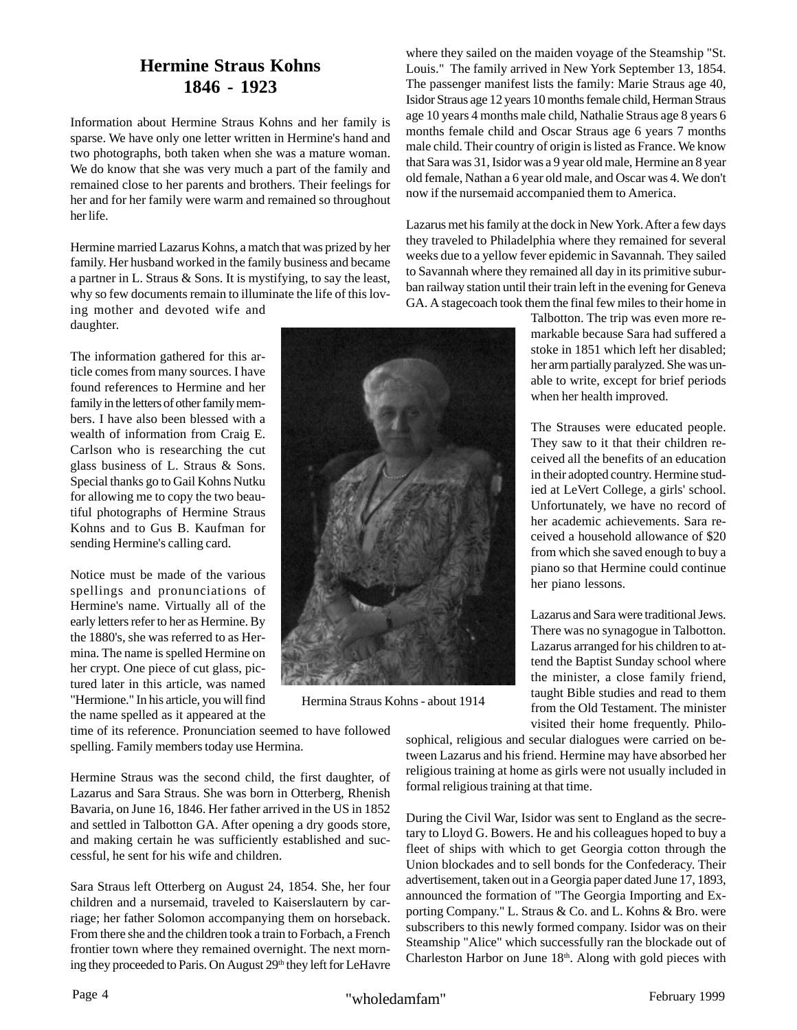# Hermine Straus Kohns
## 1846 - 1923

Information about Hermine Straus Kohns and her family is sparse. We have only one letter written in Hermine's hand and two photographs, both taken when she was a mature woman. We do know that she was very much a part of the family and remained close to her parents and brothers. Their feelings for her and for her family were warm and remained so throughout her life.

Hermine married Lazarus Kohns, a match that was prized by her family. Her husband worked in the family business and became a partner in L. Straus & Sons. It is mystifying, to say the least, why so few documents remain to illuminate the life of this loving mother and devoted wife and daughter.

The information gathered for this article comes from many sources. I have found references to Hermine and her family in the letters of other family members. I have also been blessed with a wealth of information from Craig E. Carlson who is researching the cut glass business of L. Straus & Sons. Special thanks go to Gail Kohns Nutku for allowing me to copy the two beautiful photographs of Hermine Straus Kohns and to Gus B. Kaufman for sending Hermine's calling card.

Notice must be made of the various spellings and pronunciations of Hermine's name. Virtually all of the early letters refer to her as Hermine. By the 1880's, she was referred to as Hermina. The name is spelled Hermine on her crypt. One piece of cut glass, pictured later in this article, was named "Hermione." In his article, you will find the name spelled as it appeared at the time of its reference. Pronunciation seemed to have followed spelling. Family members today use Hermina.

Hermina Straus Kohns - about 1914

Hermine Straus was the second child, the first daughter, of Lazarus and Sara Straus. She was born in Otterberg, Rhenish Bavaria, on June 16, 1846. Her father arrived in the US in 1852 and settled in Talbotton GA. After opening a dry goods store, and making certain he was sufficiently established and successful, he sent for his wife and children.

Sara Straus left Otterberg on August 24, 1854. She, her four children and a nursemaid, traveled to Kaiserslautern by carriage; her father Solomon accompanying them on horseback. From there she and the children took a train to Forbach, a French frontier town where they remained overnight. The next morning they proceeded to Paris. On August 29th they left for LeHavre where they sailed on the maiden voyage of the Steamship "St. Louis." The family arrived in New York September 13, 1854. The passenger manifest lists the family: Marie Straus age 40, Isidor Straus age 12 years 10 months female child, Herman Straus age 10 years 4 months male child, Nathalie Straus age 8 years 6 months female child and Oscar Straus age 6 years 7 months male child. Their country of origin is listed as France. We know that Sara was 31, Isidor was a 9 year old male, Hermine an 8 year old female, Nathan a 6 year old male, and Oscar was 4. We don't now if the nursemaid accompanied them to America.

Lazarus met his family at the dock in New York. After a few days they traveled to Philadelphia where they remained for several weeks due to a yellow fever epidemic in Savannah. They sailed to Savannah where they remained all day in its primitive suburban railway station until their train left in the evening for Geneva GA. A stagecoach took them the final few miles to their home in Talbotton. The trip was even more remarkable because Sara had suffered a stoke in 1851 which left her disabled; her arm partially paralyzed. She was unable to write, except for brief periods when her health improved.

The Strauses were educated people. They saw to it that their children received all the benefits of an education in their adopted country. Hermine studied at LeVert College, a girls' school. Unfortunately, we have no record of her academic achievements. Sara received a household allowance of $20 from which she saved enough to buy a piano so that Hermine could continue her piano lessons.

Lazarus and Sara were traditional Jews. There was no synagogue in Talbotton. Lazarus arranged for his children to attend the Baptist Sunday school where the minister, a close family friend, taught Bible studies and read to them from the Old Testament. The minister visited their home frequently. Philosophical, religious and secular dialogues were carried on between Lazarus and his friend. Hermine may have absorbed her religious training at home as girls were not usually included in formal religious training at that time.

During the Civil War, Isidor was sent to England as the secretary to Lloyd G. Bowers. He and his colleagues hoped to buy a fleet of ships with which to get Georgia cotton through the Union blockades and to sell bonds for the Confederacy. Their advertisement, taken out in a Georgia paper dated June 17, 1893, announced the formation of "The Georgia Importing and Exporting Company." L. Straus & Co. and L. Kohns & Bro. were subscribers to this newly formed company. Isidor was on their Steamship "Alice" which successfully ran the blockade out of Charleston Harbor on June 18th. Along with gold pieces with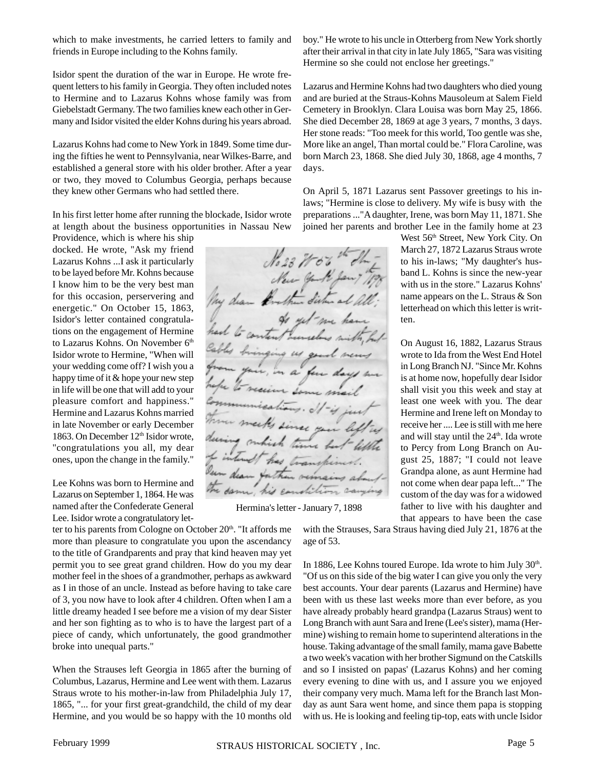which to make investments, he carried letters to family and friends in Europe including to the Kohns family.

Isidor spent the duration of the war in Europe. He wrote frequent letters to his family in Georgia. They often included notes to Hermine and to Lazarus Kohns whose family was from Giebelstadt Germany. The two families knew each other in Germany and Isidor visited the elder Kohns during his years abroad.

Lazarus Kohns had come to New York in 1849. Some time during the fifties he went to Pennsylvania, near Wilkes-Barre, and established a general store with his older brother. After a year or two, they moved to Columbus Georgia, perhaps because they knew other Germans who had settled there.

In his first letter home after running the blockade, Isidor wrote at length about the business opportunities in Nassau New Providence, which is where his ship docked. He wrote, "Ask my friend Lazarus Kohns ...I ask it particularly to be layed before Mr. Kohns because I know him to be the very best man for this occasion, perservering and energetic." On October 15, 1863, Isidor's letter contained congratulations on the engagement of Hermine to Lazarus Kohns. On November 6th Isidor wrote to Hermine, "When will your wedding come off? I wish you a happy time of it & hope your new step in life will be one that will add to your pleasure comfort and happiness." Hermine and Lazarus Kohns married in late November or early December 1863. On December 12th Isidor wrote, "congratulations you all, my dear ones, upon the change in the family."

Lee Kohns was born to Hermine and Lazarus on September 1, 1864. He was named after the Confederate General Lee. Isidor wrote a congratulatory letter to his parents from Cologne on October 20th. "It affords me more than pleasure to congratulate you upon the ascendancy to the title of Grandparents and pray that kind heaven may yet permit you to see great grand children. How do you my dear mother feel in the shoes of a grandmother, perhaps as awkward as I in those of an uncle. Instead as before having to take care of 3, you now have to look after 4 children. Often when I am a little dreamy headed I see before me a vision of my dear Sister and her son fighting as to who is to have the largest part of a piece of candy, which unfortunately, the good grandmother broke into unequal parts."

When the Strauses left Georgia in 1865 after the burning of Columbus, Lazarus, Hermine and Lee went with them. Lazarus Straus wrote to his mother-in-law from Philadelphia July 17, 1865, "... for your first great-grandchild, the child of my dear Hermine, and you would be so happy with the 10 months old boy." He wrote to his uncle in Otterberg from New York shortly after their arrival in that city in late July 1865, "Sara was visiting Hermine so she could not enclose her greetings."

Lazarus and Hermine Kohns had two daughters who died young and are buried at the Straus-Kohns Mausoleum at Salem Field Cemetery in Brooklyn. Clara Louisa was born May 25, 1866. She died December 28, 1869 at age 3 years, 7 months, 3 days. Her stone reads: "Too meek for this world, Too gentle was she, More like an angel, Than mortal could be." Flora Caroline, was born March 23, 1868. She died July 30, 1868, age 4 months, 7 days.

On April 5, 1871 Lazarus sent Passover greetings to his in-laws; "Hermine is close to delivery. My wife is busy with the preparations ..."A daughter, Irene, was born May 11, 1871. She joined her parents and brother Lee in the family home at 23 West 56th Street, New York City. On March 27, 1872 Lazarus Straus wrote to his in-laws; "My daughter's husband L. Kohns is since the new-year with us in the store." Lazarus Kohns' name appears on the L. Straus & Son letterhead on which this letter is written.

On August 16, 1882, Lazarus Straus wrote to Ida from the West End Hotel in Long Branch NJ. "Since Mr. Kohns is at home now, hopefully dear Isidor shall visit you this week and stay at least one week with you. The dear Hermine and Irene left on Monday to receive her .... Lee is still with me here and will stay until the 24th. Ida wrote to Percy from Long Branch on August 25, 1887; "I could not leave Grandpa alone, as aunt Hermine had not come when dear papa left..." The custom of the day was for a widowed father to live with his daughter and that appears to have been the case with the Strauses, Sara Straus having died July 21, 1876 at the age of 53.

Hermina's letter - January 7, 1898

In 1886, Lee Kohns toured Europe. Ida wrote to him July 30th. "Of us on this side of the big water I can give you only the very best accounts. Your dear parents (Lazarus and Hermine) have been with us these last weeks more than ever before, as you have already probably heard grandpa (Lazarus Straus) went to Long Branch with aunt Sara and Irene (Lee's sister), mama (Hermine) wishing to remain home to superintend alterations in the house. Taking advantage of the small family, mama gave Babette a two week's vacation with her brother Sigmund on the Catskills and so I insisted on papas' (Lazarus Kohns) and her coming every evening to dine with us, and I assure you we enjoyed their company very much. Mama left for the Branch last Monday as aunt Sara went home, and since them papa is stopping with us. He is looking and feeling tip-top, eats with uncle Isidor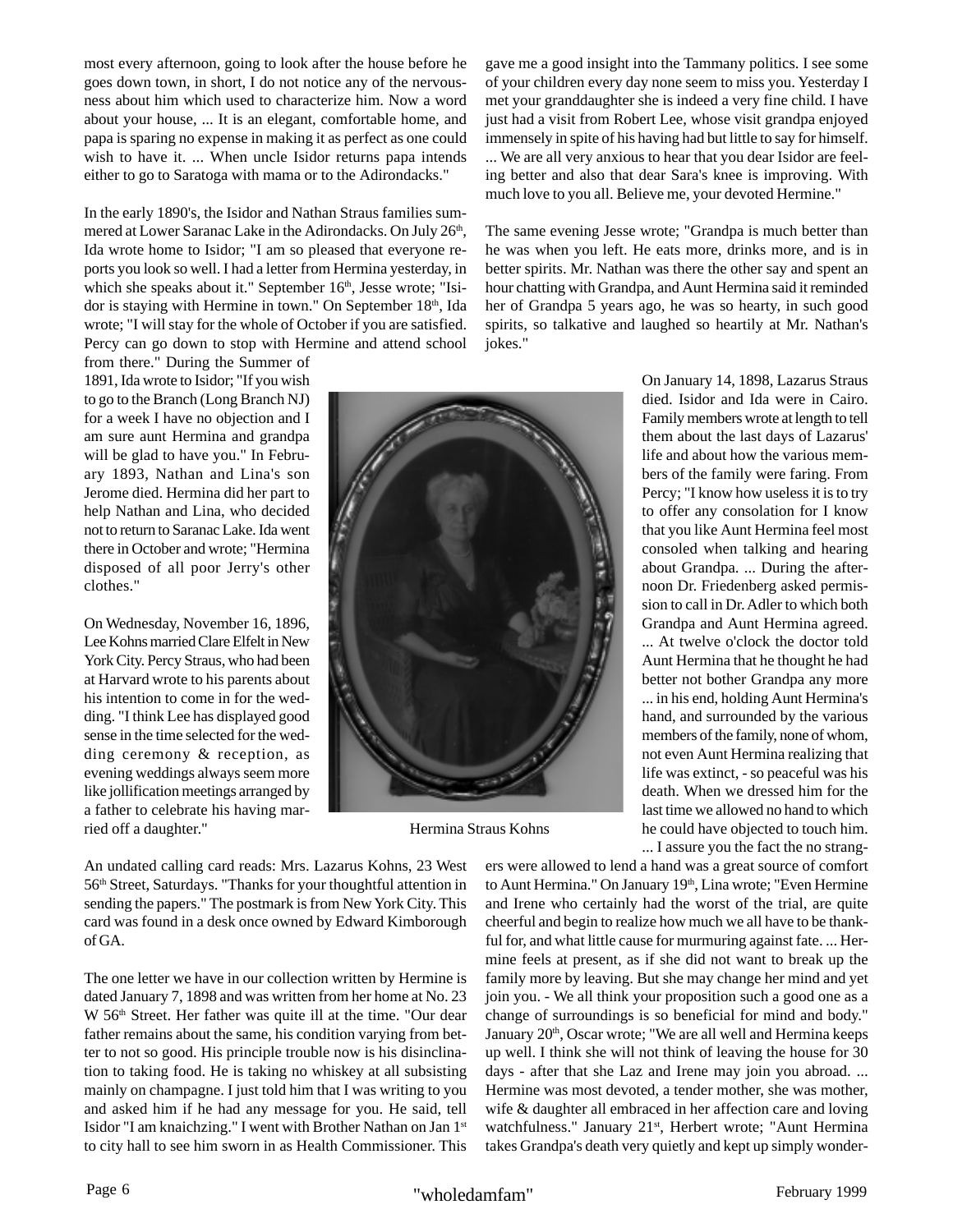most every afternoon, going to look after the house before he goes down town, in short, I do not notice any of the nervousness about him which used to characterize him. Now a word about your house, ... It is an elegant, comfortable home, and papa is sparing no expense in making it as perfect as one could wish to have it. ... When uncle Isidor returns papa intends either to go to Saratoga with mama or to the Adirondacks."

In the early 1890's, the Isidor and Nathan Straus families summered at Lower Saranac Lake in the Adirondacks. On July 26th, Ida wrote home to Isidor; "I am so pleased that everyone reports you look so well. I had a letter from Hermina yesterday, in which she speaks about it." September 16th, Jesse wrote; "Isidor is staying with Hermine in town." On September 18th, Ida wrote; "I will stay for the whole of October if you are satisfied. Percy can go down to stop with Hermine and attend school from there." During the Summer of 1891, Ida wrote to Isidor; "If you wish to go to the Branch (Long Branch NJ) for a week I have no objection and I am sure aunt Hermina and grandpa will be glad to have you." In February 1893, Nathan and Lina's son Jerome died. Hermina did her part to help Nathan and Lina, who decided not to return to Saranac Lake. Ida went there in October and wrote; "Hermina disposed of all poor Jerry's other clothes."

On Wednesday, November 16, 1896, Lee Kohns married Clare Elfelt in New York City. Percy Straus, who had been at Harvard wrote to his parents about his intention to come in for the wedding. "I think Lee has displayed good sense in the time selected for the wedding ceremony & reception, as evening weddings always seem more like jollification meetings arranged by a father to celebrate his having married off a daughter."

An undated calling card reads: Mrs. Lazarus Kohns, 23 West 56th Street, Saturdays. "Thanks for your thoughtful attention in sending the papers." The postmark is from New York City. This card was found in a desk once owned by Edward Kimborough of GA.

The one letter we have in our collection written by Hermine is dated January 7, 1898 and was written from her home at No. 23 W 56th Street. Her father was quite ill at the time. "Our dear father remains about the same, his condition varying from better to not so good. His principle trouble now is his disinclination to taking food. He is taking no whiskey at all subsisting mainly on champagne. I just told him that I was writing to you and asked him if he had any message for you. He said, tell Isidor "I am knaichzing." I went with Brother Nathan on Jan 1st to city hall to see him sworn in as Health Commissioner. This gave me a good insight into the Tammany politics. I see some of your children every day none seem to miss you. Yesterday I met your granddaughter she is indeed a very fine child. I have just had a visit from Robert Lee, whose visit grandpa enjoyed immensely in spite of his having had but little to say for himself. ... We are all very anxious to hear that you dear Isidor are feeling better and also that dear Sara's knee is improving. With much love to you all. Believe me, your devoted Hermine."

The same evening Jesse wrote; "Grandpa is much better than he was when you left. He eats more, drinks more, and is in better spirits. Mr. Nathan was there the other say and spent an hour chatting with Grandpa, and Aunt Hermina said it reminded her of Grandpa 5 years ago, he was so hearty, in such good spirits, so talkative and laughed so heartily at Mr. Nathan's jokes."

Hermina Straus Kohns

On January 14, 1898, Lazarus Straus died. Isidor and Ida were in Cairo. Family members wrote at length to tell them about the last days of Lazarus' life and about how the various members of the family were faring. From Percy; "I know how useless it is to try to offer any consolation for I know that you like Aunt Hermina feel most consoled when talking and hearing about Grandpa. ... During the afternoon Dr. Friedenberg asked permission to call in Dr. Adler to which both Grandpa and Aunt Hermina agreed. ... At twelve o'clock the doctor told Aunt Hermina that he thought he had better not bother Grandpa any more ... in his end, holding Aunt Hermina's hand, and surrounded by the various members of the family, none of whom, not even Aunt Hermina realizing that life was extinct, - so peaceful was his death. When we dressed him for the last time we allowed no hand to which he could have objected to touch him. ... I assure you the fact the no strangers were allowed to lend a hand was a great source of comfort to Aunt Hermina." On January 19th, Lina wrote; "Even Hermine and Irene who certainly had the worst of the trial, are quite cheerful and begin to realize how much we all have to be thankful for, and what little cause for murmuring against fate. ... Hermine feels at present, as if she did not want to break up the family more by leaving. But she may change her mind and yet join you. - We all think your proposition such a good one as a change of surroundings is so beneficial for mind and body." January 20th, Oscar wrote; "We are all well and Hermina keeps up well. I think she will not think of leaving the house for 30 days - after that she Laz and Irene may join you abroad. ... Hermine was most devoted, a tender mother, she was mother, wife & daughter all embraced in her affection care and loving watchfulness." January 21st, Herbert wrote; "Aunt Hermina takes Grandpa's death very quietly and kept up simply wonder-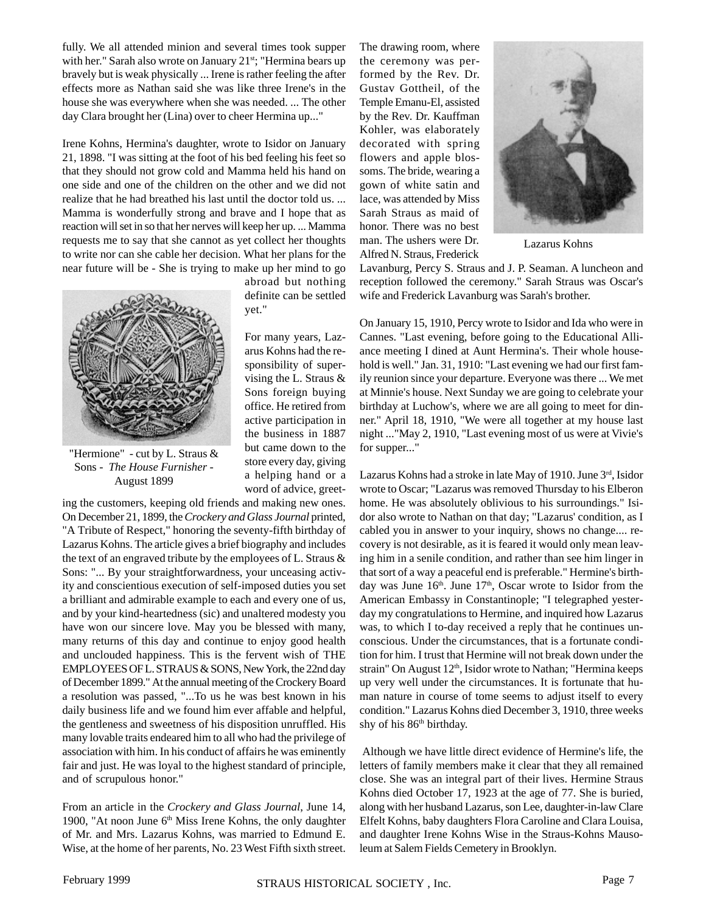fully. We all attended minion and several times took supper with her." Sarah also wrote on January 21st; "Hermina bears up bravely but is weak physically ... Irene is rather feeling the after effects more as Nathan said she was like three Irene's in the house she was everywhere when she was needed. ... The other day Clara brought her (Lina) over to cheer Hermina up..."

Irene Kohns, Hermina's daughter, wrote to Isidor on January 21, 1898. "I was sitting at the foot of his bed feeling his feet so that they should not grow cold and Mamma held his hand on one side and one of the children on the other and we did not realize that he had breathed his last until the doctor told us. ... Mamma is wonderfully strong and brave and I hope that as reaction will set in so that her nerves will keep her up. ... Mamma requests me to say that she cannot as yet collect her thoughts to write nor can she cable her decision. What her plans for the near future will be - She is trying to make up her mind to go abroad but nothing definite can be settled yet."

"Hermione" - cut by L. Straus & Sons - *The House Furnisher* - August 1899

For many years, Lazarus Kohns had the responsibility of supervising the L. Straus & Sons foreign buying office. He retired from active participation in the business in 1887 but came down to the store every day, giving a helping hand or a word of advice, greeting the customers, keeping old friends and making new ones. On December 21, 1899, the *Crockery and Glass Journal* printed, "A Tribute of Respect," honoring the seventy-fifth birthday of Lazarus Kohns. The article gives a brief biography and includes the text of an engraved tribute by the employees of L. Straus & Sons: "... By your straightforwardness, your unceasing activity and conscientious execution of self-imposed duties you set a brilliant and admirable example to each and every one of us, and by your kind-heartedness (sic) and unaltered modesty you have won our sincere love. May you be blessed with many, many returns of this day and continue to enjoy good health and unclouded happiness. This is the fervent wish of THE EMPLOYEES OF L. STRAUS & SONS, New York, the 22nd day of December 1899." At the annual meeting of the Crockery Board a resolution was passed, "...To us he was best known in his daily business life and we found him ever affable and helpful, the gentleness and sweetness of his disposition unruffled. His many lovable traits endeared him to all who had the privilege of association with him. In his conduct of affairs he was eminently fair and just. He was loyal to the highest standard of principle, and of scrupulous honor."

From an article in the *Crockery and Glass Journal*, June 14, 1900, "At noon June 6th Miss Irene Kohns, the only daughter of Mr. and Mrs. Lazarus Kohns, was married to Edmund E. Wise, at the home of her parents, No. 23 West Fifth sixth street. The drawing room, where the ceremony was performed by the Rev. Dr. Gustav Gottheil, of the Temple Emanu-El, assisted by the Rev. Dr. Kauffman Kohler, was elaborately decorated with spring flowers and apple blossoms. The bride, wearing a gown of white satin and lace, was attended by Miss Sarah Straus as maid of honor. There was no best man. The ushers were Dr. Alfred N. Straus, Frederick Lavanburg, Percy S. Straus and J. P. Seaman. A luncheon and reception followed the ceremony." Sarah Straus was Oscar's wife and Frederick Lavanburg was Sarah's brother.

Lazarus Kohns

On January 15, 1910, Percy wrote to Isidor and Ida who were in Cannes. "Last evening, before going to the Educational Alliance meeting I dined at Aunt Hermina's. Their whole household is well." Jan. 31, 1910: "Last evening we had our first family reunion since your departure. Everyone was there ... We met at Minnie's house. Next Sunday we are going to celebrate your birthday at Luchow's, where we are all going to meet for dinner." April 18, 1910, "We were all together at my house last night ..."May 2, 1910, "Last evening most of us were at Vivie's for supper..."

Lazarus Kohns had a stroke in late May of 1910. June 3rd, Isidor wrote to Oscar; "Lazarus was removed Thursday to his Elberon home. He was absolutely oblivious to his surroundings." Isidor also wrote to Nathan on that day; "Lazarus' condition, as I cabled you in answer to your inquiry, shows no change.... recovery is not desirable, as it is feared it would only mean leaving him in a senile condition, and rather than see him linger in that sort of a way a peaceful end is preferable." Hermine's birthday was June 16th. June 17th, Oscar wrote to Isidor from the American Embassy in Constantinople; "I telegraphed yesterday my congratulations to Hermine, and inquired how Lazarus was, to which I to-day received a reply that he continues unconscious. Under the circumstances, that is a fortunate condition for him. I trust that Hermine will not break down under the strain" On August 12th, Isidor wrote to Nathan; "Hermina keeps up very well under the circumstances. It is fortunate that human nature in course of tome seems to adjust itself to every condition." Lazarus Kohns died December 3, 1910, three weeks shy of his 86th birthday.

Although we have little direct evidence of Hermine's life, the letters of family members make it clear that they all remained close. She was an integral part of their lives. Hermine Straus Kohns died October 17, 1923 at the age of 77. She is buried, along with her husband Lazarus, son Lee, daughter-in-law Clare Elfelt Kohns, baby daughters Flora Caroline and Clara Louisa, and daughter Irene Kohns Wise in the Straus-Kohns Mausoleum at Salem Fields Cemetery in Brooklyn.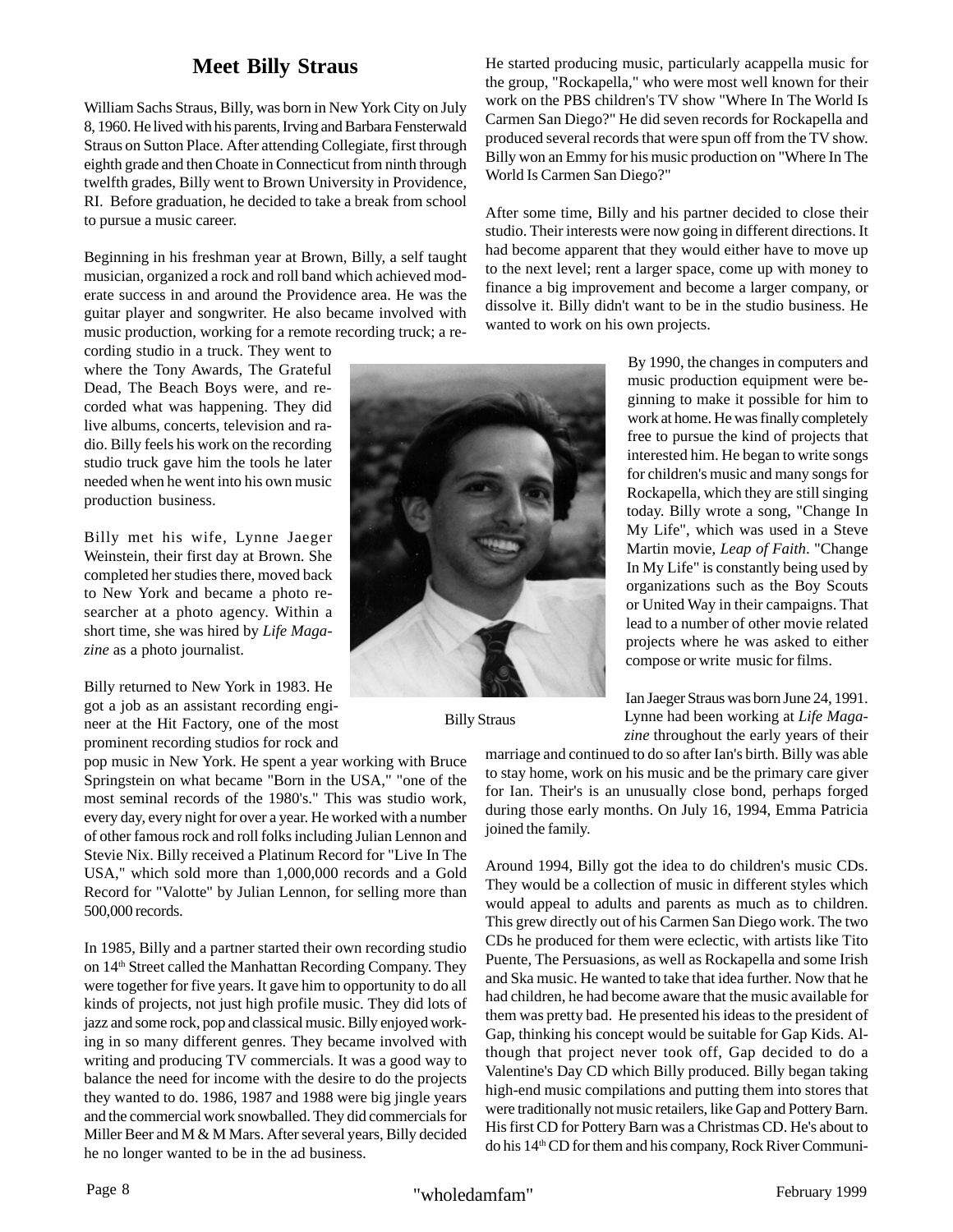# Meet Billy Straus

William Sachs Straus, Billy, was born in New York City on July 8, 1960. He lived with his parents, Irving and Barbara Fensterwald Straus on Sutton Place. After attending Collegiate, first through eighth grade and then Choate in Connecticut from ninth through twelfth grades, Billy went to Brown University in Providence, RI. Before graduation, he decided to take a break from school to pursue a music career.

Beginning in his freshman year at Brown, Billy, a self taught musician, organized a rock and roll band which achieved moderate success in and around the Providence area. He was the guitar player and songwriter. He also became involved with music production, working for a remote recording truck; a recording studio in a truck. They went to where the Tony Awards, The Grateful Dead, The Beach Boys were, and recorded what was happening. They did live albums, concerts, television and radio. Billy feels his work on the recording studio truck gave him the tools he later needed when he went into his own music production business.

Billy met his wife, Lynne Jaeger Weinstein, their first day at Brown. She completed her studies there, moved back to New York and became a photo researcher at a photo agency. Within a short time, she was hired by *Life Magazine* as a photo journalist.

Billy returned to New York in 1983. He got a job as an assistant recording engineer at the Hit Factory, one of the most prominent recording studios for rock and pop music in New York. He spent a year working with Bruce Springstein on what became "Born in the USA," "one of the most seminal records of the 1980's." This was studio work, every day, every night for over a year. He worked with a number of other famous rock and roll folks including Julian Lennon and Stevie Nix. Billy received a Platinum Record for "Live In The USA," which sold more than 1,000,000 records and a Gold Record for "Valotte" by Julian Lennon, for selling more than 500,000 records.

In 1985, Billy and a partner started their own recording studio on 14th Street called the Manhattan Recording Company. They were together for five years. It gave him to opportunity to do all kinds of projects, not just high profile music. They did lots of jazz and some rock, pop and classical music. Billy enjoyed working in so many different genres. They became involved with writing and producing TV commercials. It was a good way to balance the need for income with the desire to do the projects they wanted to do. 1986, 1987 and 1988 were big jingle years and the commercial work snowballed. They did commercials for Miller Beer and M & M Mars. After several years, Billy decided he no longer wanted to be in the ad business.

He started producing music, particularly acappella music for the group, "Rockapella," who were most well known for their work on the PBS children's TV show "Where In The World Is Carmen San Diego?" He did seven records for Rockapella and produced several records that were spun off from the TV show. Billy won an Emmy for his music production on "Where In The World Is Carmen San Diego?"

After some time, Billy and his partner decided to close their studio. Their interests were now going in different directions. It had become apparent that they would either have to move up to the next level; rent a larger space, come up with money to finance a big improvement and become a larger company, or dissolve it. Billy didn't want to be in the studio business. He wanted to work on his own projects.

Billy Straus

By 1990, the changes in computers and music production equipment were beginning to make it possible for him to work at home. He was finally completely free to pursue the kind of projects that interested him. He began to write songs for children's music and many songs for Rockapella, which they are still singing today. Billy wrote a song, "Change In My Life", which was used in a Steve Martin movie, *Leap of Faith*. "Change In My Life" is constantly being used by organizations such as the Boy Scouts or United Way in their campaigns. That lead to a number of other movie related projects where he was asked to either compose or write music for films.

Ian Jaeger Straus was born June 24, 1991. Lynne had been working at *Life Magazine* throughout the early years of their marriage and continued to do so after Ian's birth. Billy was able to stay home, work on his music and be the primary care giver for Ian. Their's is an unusually close bond, perhaps forged during those early months. On July 16, 1994, Emma Patricia joined the family.

Around 1994, Billy got the idea to do children's music CDs. They would be a collection of music in different styles which would appeal to adults and parents as much as to children. This grew directly out of his Carmen San Diego work. The two CDs he produced for them were eclectic, with artists like Tito Puente, The Persuasions, as well as Rockapella and some Irish and Ska music. He wanted to take that idea further. Now that he had children, he had become aware that the music available for them was pretty bad. He presented his ideas to the president of Gap, thinking his concept would be suitable for Gap Kids. Although that project never took off, Gap decided to do a Valentine's Day CD which Billy produced. Billy began taking high-end music compilations and putting them into stores that were traditionally not music retailers, like Gap and Pottery Barn. His first CD for Pottery Barn was a Christmas CD. He's about to do his 14th CD for them and his company, Rock River Communi-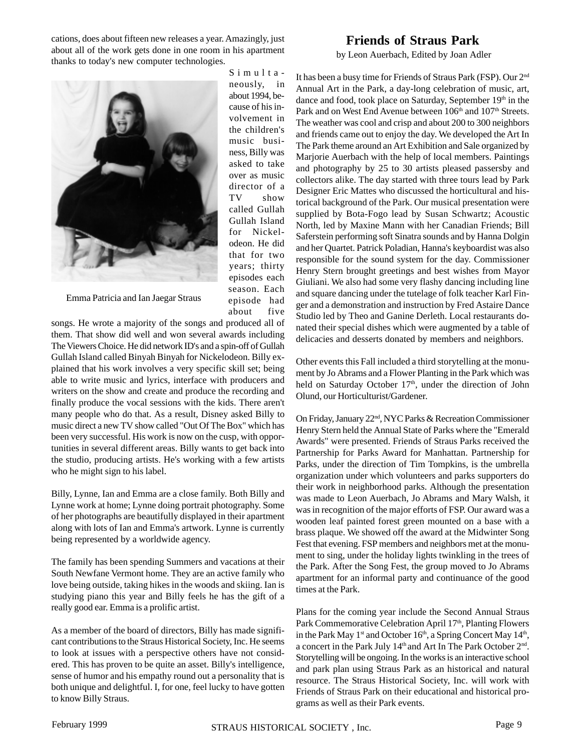cations, does about fifteen new releases a year. Amazingly, just about all of the work gets done in one room in his apartment thanks to today's new computer technologies.

Emma Patricia and Ian Jaegar Straus

Simultaneously, in about 1994, because of his involvement in the children's music business, Billy was asked to take over as music director of a TV show called Gullah Gullah Island for Nickelodeon. He did that for two years; thirty episodes each season. Each episode had about five songs. He wrote a majority of the songs and produced all of them. That show did well and won several awards including The Viewers Choice. He did network ID's and a spin-off of Gullah Gullah Island called Binyah Binyah for Nickelodeon. Billy explained that his work involves a very specific skill set; being able to write music and lyrics, interface with producers and writers on the show and create and produce the recording and finally produce the vocal sessions with the kids. There aren't many people who do that. As a result, Disney asked Billy to music direct a new TV show called "Out Of The Box" which has been very successful. His work is now on the cusp, with opportunities in several different areas. Billy wants to get back into the studio, producing artists. He's working with a few artists who he might sign to his label.

Billy, Lynne, Ian and Emma are a close family. Both Billy and Lynne work at home; Lynne doing portrait photography. Some of her photographs are beautifully displayed in their apartment along with lots of Ian and Emma's artwork. Lynne is currently being represented by a worldwide agency.

The family has been spending Summers and vacations at their South Newfane Vermont home. They are an active family who love being outside, taking hikes in the woods and skiing. Ian is studying piano this year and Billy feels he has the gift of a really good ear. Emma is a prolific artist.

As a member of the board of directors, Billy has made significant contributions to the Straus Historical Society, Inc. He seems to look at issues with a perspective others have not considered. This has proven to be quite an asset. Billy's intelligence, sense of humor and his empathy round out a personality that is both unique and delightful. I, for one, feel lucky to have gotten to know Billy Straus.

# Friends of Straus Park

by Leon Auerbach, Edited by Joan Adler

It has been a busy time for Friends of Straus Park (FSP). Our 2nd Annual Art in the Park, a day-long celebration of music, art, dance and food, took place on Saturday, September 19th in the Park and on West End Avenue between 106th and 107th Streets. The weather was cool and crisp and about 200 to 300 neighbors and friends came out to enjoy the day. We developed the Art In The Park theme around an Art Exhibition and Sale organized by Marjorie Auerbach with the help of local members. Paintings and photography by 25 to 30 artists pleased passersby and collectors alike. The day started with three tours lead by Park Designer Eric Mattes who discussed the horticultural and historical background of the Park. Our musical presentation were supplied by Bota-Fogo lead by Susan Schwartz; Acoustic North, led by Maxine Mann with her Canadian Friends; Bill Saferstein performing soft Sinatra sounds and by Hanna Dolgin and her Quartet. Patrick Poladian, Hanna's keyboardist was also responsible for the sound system for the day. Commissioner Henry Stern brought greetings and best wishes from Mayor Giuliani. We also had some very flashy dancing including line and square dancing under the tutelage of folk teacher Karl Finger and a demonstration and instruction by Fred Astaire Dance Studio led by Theo and Ganine Derleth. Local restaurants donated their special dishes which were augmented by a table of delicacies and desserts donated by members and neighbors.

Other events this Fall included a third storytelling at the monument by Jo Abrams and a Flower Planting in the Park which was held on Saturday October 17th, under the direction of John Olund, our Horticulturist/Gardener.

On Friday, January 22nd, NYC Parks & Recreation Commissioner Henry Stern held the Annual State of Parks where the "Emerald Awards" were presented. Friends of Straus Parks received the Partnership for Parks Award for Manhattan. Partnership for Parks, under the direction of Tim Tompkins, is the umbrella organization under which volunteers and parks supporters do their work in neighborhood parks. Although the presentation was made to Leon Auerbach, Jo Abrams and Mary Walsh, it was in recognition of the major efforts of FSP. Our award was a wooden leaf painted forest green mounted on a base with a brass plaque. We showed off the award at the Midwinter Song Fest that evening. FSP members and neighbors met at the monument to sing, under the holiday lights twinkling in the trees of the Park. After the Song Fest, the group moved to Jo Abrams apartment for an informal party and continuance of the good times at the Park.

Plans for the coming year include the Second Annual Straus Park Commemorative Celebration April 17th, Planting Flowers in the Park May 1st and October 16th, a Spring Concert May 14th, a concert in the Park July 14th and Art In The Park October 2nd. Storytelling will be ongoing. In the works is an interactive school and park plan using Straus Park as an historical and natural resource. The Straus Historical Society, Inc. will work with Friends of Straus Park on their educational and historical programs as well as their Park events.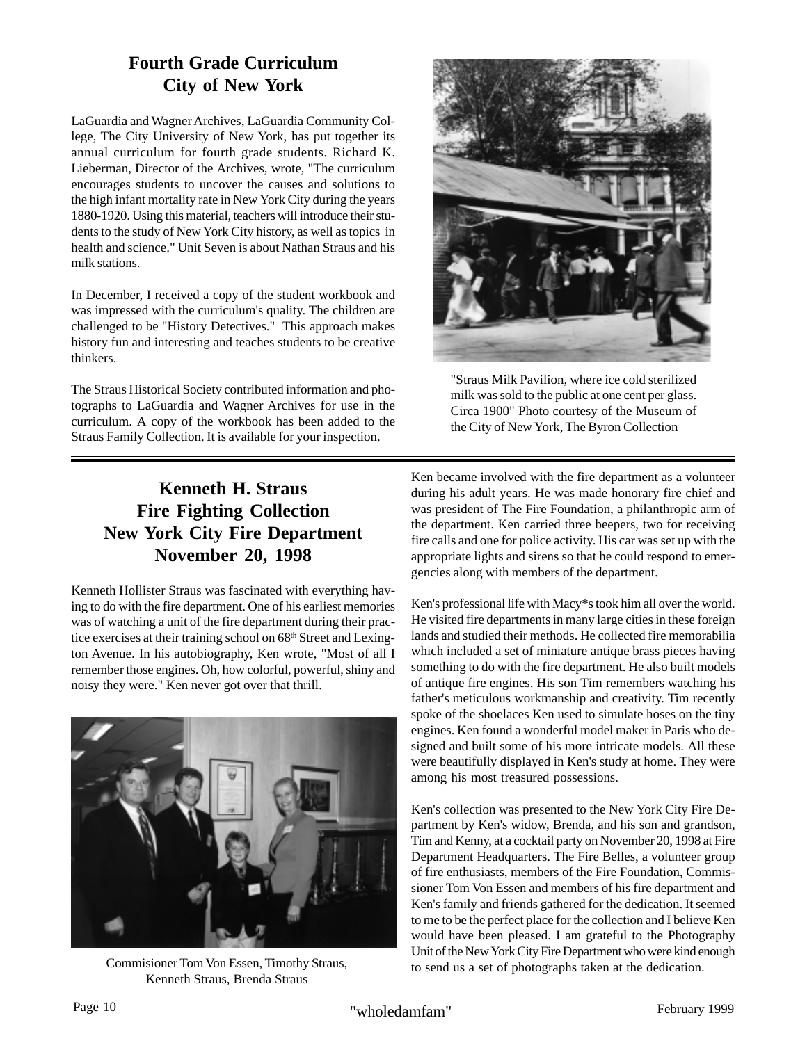## Fourth Grade Curriculum
## City of New York

LaGuardia and Wagner Archives, LaGuardia Community College, The City University of New York, has put together its annual curriculum for fourth grade students. Richard K. Lieberman, Director of the Archives, wrote, "The curriculum encourages students to uncover the causes and solutions to the high infant mortality rate in New York City during the years 1880-1920. Using this material, teachers will introduce their students to the study of New York City history, as well as topics in health and science." Unit Seven is about Nathan Straus and his milk stations.

In December, I received a copy of the student workbook and was impressed with the curriculum's quality. The children are challenged to be "History Detectives." This approach makes history fun and interesting and teaches students to be creative thinkers.

The Straus Historical Society contributed information and photographs to LaGuardia and Wagner Archives for use in the curriculum. A copy of the workbook has been added to the Straus Family Collection. It is available for your inspection.

"Straus Milk Pavilion, where ice cold sterilized milk was sold to the public at one cent per glass. Circa 1900" Photo courtesy of the Museum of the City of New York, The Byron Collection

---

## Kenneth H. Straus
## Fire Fighting Collection
## New York City Fire Department
## November 20, 1998

Kenneth Hollister Straus was fascinated with everything having to do with the fire department. One of his earliest memories was of watching a unit of the fire department during their practice exercises at their training school on 68th Street and Lexington Avenue. In his autobiography, Ken wrote, "Most of all I remember those engines. Oh, how colorful, powerful, shiny and noisy they were." Ken never got over that thrill.

Commisioner Tom Von Essen, Timothy Straus, Kenneth Straus, Brenda Straus

Ken became involved with the fire department as a volunteer during his adult years. He was made honorary fire chief and was president of The Fire Foundation, a philanthropic arm of the department. Ken carried three beepers, two for receiving fire calls and one for police activity. His car was set up with the appropriate lights and sirens so that he could respond to emergencies along with members of the department.

Ken's professional life with Macy*s took him all over the world. He visited fire departments in many large cities in these foreign lands and studied their methods. He collected fire memorabilia which included a set of miniature antique brass pieces having something to do with the fire department. He also built models of antique fire engines. His son Tim remembers watching his father's meticulous workmanship and creativity. Tim recently spoke of the shoelaces Ken used to simulate hoses on the tiny engines. Ken found a wonderful model maker in Paris who designed and built some of his more intricate models. All these were beautifully displayed in Ken's study at home. They were among his most treasured possessions.

Ken's collection was presented to the New York City Fire Department by Ken's widow, Brenda, and his son and grandson, Tim and Kenny, at a cocktail party on November 20, 1998 at Fire Department Headquarters. The Fire Belles, a volunteer group of fire enthusiasts, members of the Fire Foundation, Commissioner Tom Von Essen and members of his fire department and Ken's family and friends gathered for the dedication. It seemed to me to be the perfect place for the collection and I believe Ken would have been pleased. I am grateful to the Photography Unit of the New York City Fire Department who were kind enough to send us a set of photographs taken at the dedication.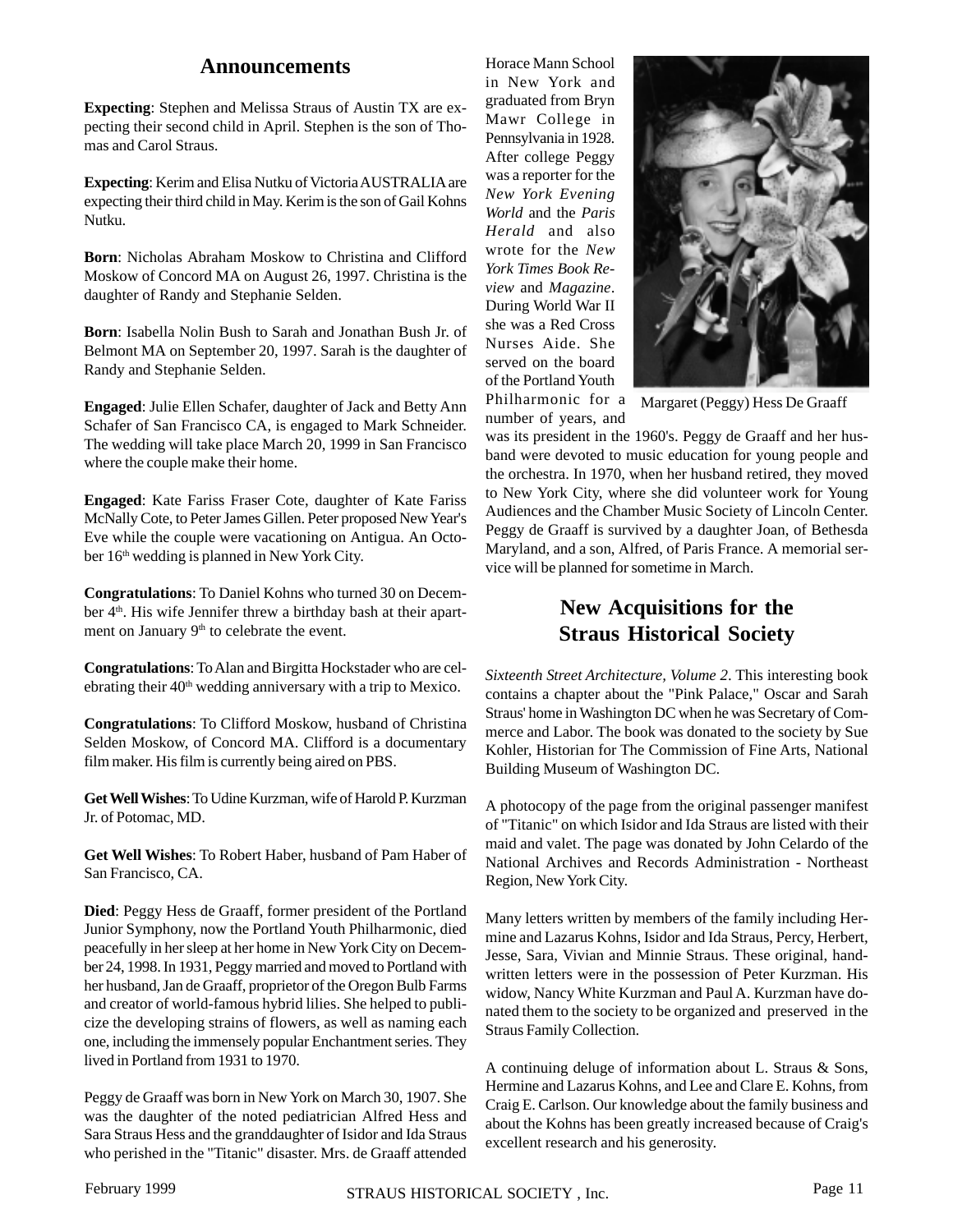## Announcements

**Expecting**: Stephen and Melissa Straus of Austin TX are expecting their second child in April. Stephen is the son of Thomas and Carol Straus.

**Expecting**: Kerim and Elisa Nutku of Victoria AUSTRALIA are expecting their third child in May. Kerim is the son of Gail Kohns Nutku.

**Born**: Nicholas Abraham Moskow to Christina and Clifford Moskow of Concord MA on August 26, 1997. Christina is the daughter of Randy and Stephanie Selden.

**Born**: Isabella Nolin Bush to Sarah and Jonathan Bush Jr. of Belmont MA on September 20, 1997. Sarah is the daughter of Randy and Stephanie Selden.

**Engaged**: Julie Ellen Schafer, daughter of Jack and Betty Ann Schafer of San Francisco CA, is engaged to Mark Schneider. The wedding will take place March 20, 1999 in San Francisco where the couple make their home.

**Engaged**: Kate Fariss Fraser Cote, daughter of Kate Fariss McNally Cote, to Peter James Gillen. Peter proposed New Year's Eve while the couple were vacationing on Antigua. An October 16th wedding is planned in New York City.

**Congratulations**: To Daniel Kohns who turned 30 on December 4th. His wife Jennifer threw a birthday bash at their apartment on January 9th to celebrate the event.

**Congratulations**: To Alan and Birgitta Hockstader who are celebrating their 40th wedding anniversary with a trip to Mexico.

**Congratulations**: To Clifford Moskow, husband of Christina Selden Moskow, of Concord MA. Clifford is a documentary film maker. His film is currently being aired on PBS.

**Get Well Wishes**: To Udine Kurzman, wife of Harold P. Kurzman Jr. of Potomac, MD.

**Get Well Wishes**: To Robert Haber, husband of Pam Haber of San Francisco, CA.

**Died**: Peggy Hess de Graaff, former president of the Portland Junior Symphony, now the Portland Youth Philharmonic, died peacefully in her sleep at her home in New York City on December 24, 1998. In 1931, Peggy married and moved to Portland with her husband, Jan de Graaff, proprietor of the Oregon Bulb Farms and creator of world-famous hybrid lilies. She helped to publicize the developing strains of flowers, as well as naming each one, including the immensely popular Enchantment series. They lived in Portland from 1931 to 1970.

Peggy de Graaff was born in New York on March 30, 1907. She was the daughter of the noted pediatrician Alfred Hess and Sara Straus Hess and the granddaughter of Isidor and Ida Straus who perished in the "Titanic" disaster. Mrs. de Graaff attended Horace Mann School in New York and graduated from Bryn Mawr College in Pennsylvania in 1928. After college Peggy was a reporter for the *New York Evening World* and the *Paris Herald* and also wrote for the *New York Times Book Review* and *Magazine*. During World War II she was a Red Cross Nurses Aide. She served on the board of the Portland Youth Philharmonic for a number of years, and was its president in the 1960's. Peggy de Graaff and her husband were devoted to music education for young people and the orchestra. In 1970, when her husband retired, they moved to New York City, where she did volunteer work for Young Audiences and the Chamber Music Society of Lincoln Center. Peggy de Graaff is survived by a daughter Joan, of Bethesda Maryland, and a son, Alfred, of Paris France. A memorial service will be planned for sometime in March.

Margaret (Peggy) Hess De Graaff

## New Acquisitions for the Straus Historical Society

*Sixteenth Street Architecture, Volume 2*. This interesting book contains a chapter about the "Pink Palace," Oscar and Sarah Straus' home in Washington DC when he was Secretary of Commerce and Labor. The book was donated to the society by Sue Kohler, Historian for The Commission of Fine Arts, National Building Museum of Washington DC.

A photocopy of the page from the original passenger manifest of "Titanic" on which Isidor and Ida Straus are listed with their maid and valet. The page was donated by John Celardo of the National Archives and Records Administration - Northeast Region, New York City.

Many letters written by members of the family including Hermine and Lazarus Kohns, Isidor and Ida Straus, Percy, Herbert, Jesse, Sara, Vivian and Minnie Straus. These original, handwritten letters were in the possession of Peter Kurzman. His widow, Nancy White Kurzman and Paul A. Kurzman have donated them to the society to be organized and preserved in the Straus Family Collection.

A continuing deluge of information about L. Straus & Sons, Hermine and Lazarus Kohns, and Lee and Clare E. Kohns, from Craig E. Carlson. Our knowledge about the family business and about the Kohns has been greatly increased because of Craig's excellent research and his generosity.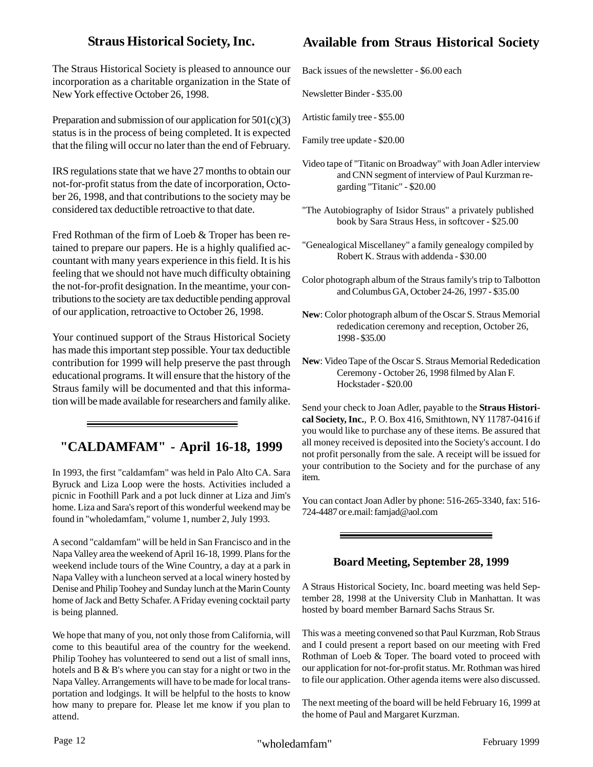## Straus Historical Society, Inc.

The Straus Historical Society is pleased to announce our incorporation as a charitable organization in the State of New York effective October 26, 1998.

Preparation and submission of our application for 501(c)(3) status is in the process of being completed. It is expected that the filing will occur no later than the end of February.

IRS regulations state that we have 27 months to obtain our not-for-profit status from the date of incorporation, October 26, 1998, and that contributions to the society may be considered tax deductible retroactive to that date.

Fred Rothman of the firm of Loeb & Troper has been retained to prepare our papers. He is a highly qualified accountant with many years experience in this field. It is his feeling that we should not have much difficulty obtaining the not-for-profit designation. In the meantime, your contributions to the society are tax deductible pending approval of our application, retroactive to October 26, 1998.

Your continued support of the Straus Historical Society has made this important step possible. Your tax deductible contribution for 1999 will help preserve the past through educational programs. It will ensure that the history of the Straus family will be documented and that this information will be made available for researchers and family alike.

## "CALDAMFAM" - April 16-18, 1999

In 1993, the first "caldamfam" was held in Palo Alto CA. Sara Byruck and Liza Loop were the hosts. Activities included a picnic in Foothill Park and a pot luck dinner at Liza and Jim's home. Liza and Sara's report of this wonderful weekend may be found in "wholedamfam," volume 1, number 2, July 1993.

A second "caldamfam" will be held in San Francisco and in the Napa Valley area the weekend of April 16-18, 1999. Plans for the weekend include tours of the Wine Country, a day at a park in Napa Valley with a luncheon served at a local winery hosted by Denise and Philip Toohey and Sunday lunch at the Marin County home of Jack and Betty Schafer. A Friday evening cocktail party is being planned.

We hope that many of you, not only those from California, will come to this beautiful area of the country for the weekend. Philip Toohey has volunteered to send out a list of small inns, hotels and B & B's where you can stay for a night or two in the Napa Valley. Arrangements will have to be made for local transportation and lodgings. It will be helpful to the hosts to know how many to prepare for. Please let me know if you plan to attend.

## Available from Straus Historical Society

Back issues of the newsletter - $6.00 each

Newsletter Binder - $35.00

Artistic family tree - $55.00

Family tree update - $20.00

Video tape of "Titanic on Broadway" with Joan Adler interview and CNN segment of interview of Paul Kurzman regarding "Titanic" - $20.00

"The Autobiography of Isidor Straus" a privately published book by Sara Straus Hess, in softcover - $25.00

"Genealogical Miscellaney" a family genealogy compiled by Robert K. Straus with addenda - $30.00

Color photograph album of the Straus family's trip to Talbotton and Columbus GA, October 24-26, 1997 - $35.00

**New**: Color photograph album of the Oscar S. Straus Memorial rededication ceremony and reception, October 26, 1998 - $35.00

**New**: Video Tape of the Oscar S. Straus Memorial Rededication Ceremony - October 26, 1998 filmed by Alan F. Hockstader - $20.00

Send your check to Joan Adler, payable to the **Straus Historical Society, Inc.**, P. O. Box 416, Smithtown, NY 11787-0416 if you would like to purchase any of these items. Be assured that all money received is deposited into the Society's account. I do not profit personally from the sale. A receipt will be issued for your contribution to the Society and for the purchase of any item.

You can contact Joan Adler by phone: 516-265-3340, fax: 516-724-4487 or e.mail: famjad@aol.com

### Board Meeting, September 28, 1999

A Straus Historical Society, Inc. board meeting was held September 28, 1998 at the University Club in Manhattan. It was hosted by board member Barnard Sachs Straus Sr.

This was a meeting convened so that Paul Kurzman, Rob Straus and I could present a report based on our meeting with Fred Rothman of Loeb & Toper. The board voted to proceed with our application for not-for-profit status. Mr. Rothman was hired to file our application. Other agenda items were also discussed.

The next meeting of the board will be held February 16, 1999 at the home of Paul and Margaret Kurzman.